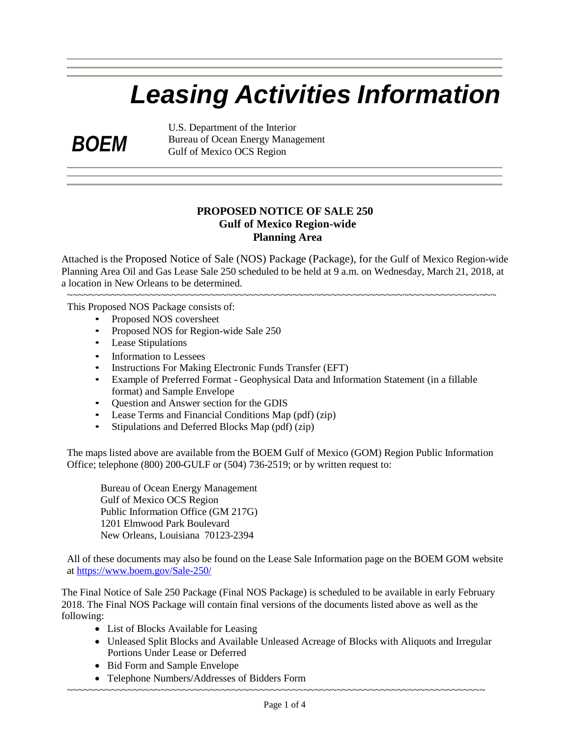# *Leasing Activities Information*

***BOEM***

U.S. Department of the Interior
Bureau of Ocean Energy Management
Gulf of Mexico OCS Region

**PROPOSED NOTICE OF SALE 250**
**Gulf of Mexico Region-wide**
**Planning Area**

Attached is the Proposed Notice of Sale (NOS) Package (Package), for the Gulf of Mexico Region-wide Planning Area Oil and Gas Lease Sale 250 scheduled to be held at 9 a.m. on Wednesday, March 21, 2018, at a location in New Orleans to be determined.

~~~~~~~~~~~~~~~~~~~~~~~~~~~~~~~~~~~~~~~~~~~~~~~~~~~~~~~~~~~~~~~~~~~~~~~~~~~~~~~~

This Proposed NOS Package consists of:

- Proposed NOS coversheet
- Proposed NOS for Region-wide Sale 250
- Lease Stipulations
- Information to Lessees
- Instructions For Making Electronic Funds Transfer (EFT)
- Example of Preferred Format - Geophysical Data and Information Statement (in a fillable format) and Sample Envelope
- Question and Answer section for the GDIS
- Lease Terms and Financial Conditions Map (pdf) (zip)
- Stipulations and Deferred Blocks Map (pdf) (zip)

The maps listed above are available from the BOEM Gulf of Mexico (GOM) Region Public Information Office; telephone (800) 200-GULF or (504) 736-2519; or by written request to:

Bureau of Ocean Energy Management
Gulf of Mexico OCS Region
Public Information Office (GM 217G)
1201 Elmwood Park Boulevard
New Orleans, Louisiana 70123-2394

All of these documents may also be found on the Lease Sale Information page on the BOEM GOM website at https://www.boem.gov/Sale-250/

The Final Notice of Sale 250 Package (Final NOS Package) is scheduled to be available in early February 2018. The Final NOS Package will contain final versions of the documents listed above as well as the following:

- List of Blocks Available for Leasing
- Unleased Split Blocks and Available Unleased Acreage of Blocks with Aliquots and Irregular Portions Under Lease or Deferred
- Bid Form and Sample Envelope
- Telephone Numbers/Addresses of Bidders Form

~~~~~~~~~~~~~~~~~~~~~~~~~~~~~~~~~~~~~~~~~~~~~~~~~~~~~~~~~~~~~~~~~~~~~~~~~~~~~~~~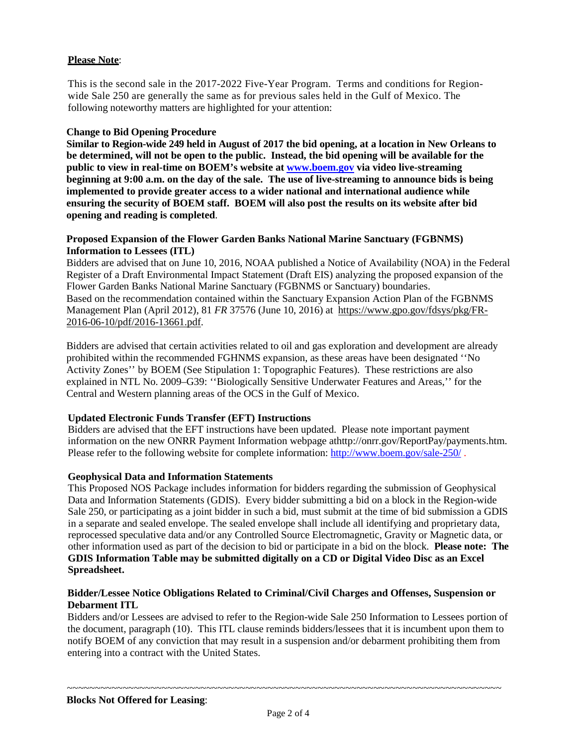**Please Note**:

This is the second sale in the 2017-2022 Five-Year Program. Terms and conditions for Region-wide Sale 250 are generally the same as for previous sales held in the Gulf of Mexico. The following noteworthy matters are highlighted for your attention:

**Change to Bid Opening Procedure**

**Similar to Region-wide 249 held in August of 2017 the bid opening, at a location in New Orleans to be determined, will not be open to the public. Instead, the bid opening will be available for the public to view in real-time on BOEM's website at www.boem.gov via video live-streaming beginning at 9:00 a.m. on the day of the sale. The use of live-streaming to announce bids is being implemented to provide greater access to a wider national and international audience while ensuring the security of BOEM staff. BOEM will also post the results on its website after bid opening and reading is completed**.

**Proposed Expansion of the Flower Garden Banks National Marine Sanctuary (FGBNMS) Information to Lessees (ITL)**

Bidders are advised that on June 10, 2016, NOAA published a Notice of Availability (NOA) in the Federal Register of a Draft Environmental Impact Statement (Draft EIS) analyzing the proposed expansion of the Flower Garden Banks National Marine Sanctuary (FGBNMS or Sanctuary) boundaries. Based on the recommendation contained within the Sanctuary Expansion Action Plan of the FGBNMS Management Plan (April 2012), 81 *FR* 37576 (June 10, 2016) at https://www.gpo.gov/fdsys/pkg/FR-2016-06-10/pdf/2016-13661.pdf.

Bidders are advised that certain activities related to oil and gas exploration and development are already prohibited within the recommended FGHNMS expansion, as these areas have been designated ''No Activity Zones'' by BOEM (See Stipulation 1: Topographic Features). These restrictions are also explained in NTL No. 2009–G39: ''Biologically Sensitive Underwater Features and Areas,'' for the Central and Western planning areas of the OCS in the Gulf of Mexico.

**Updated Electronic Funds Transfer (EFT) Instructions**

Bidders are advised that the EFT instructions have been updated. Please note important payment information on the new ONRR Payment Information webpage athttp://onrr.gov/ReportPay/payments.htm. Please refer to the following website for complete information: http://www.boem.gov/sale-250/ .

**Geophysical Data and Information Statements**

This Proposed NOS Package includes information for bidders regarding the submission of Geophysical Data and Information Statements (GDIS). Every bidder submitting a bid on a block in the Region-wide Sale 250, or participating as a joint bidder in such a bid, must submit at the time of bid submission a GDIS in a separate and sealed envelope. The sealed envelope shall include all identifying and proprietary data, reprocessed speculative data and/or any Controlled Source Electromagnetic, Gravity or Magnetic data, or other information used as part of the decision to bid or participate in a bid on the block. **Please note: The GDIS Information Table may be submitted digitally on a CD or Digital Video Disc as an Excel Spreadsheet.**

**Bidder/Lessee Notice Obligations Related to Criminal/Civil Charges and Offenses, Suspension or Debarment ITL**

Bidders and/or Lessees are advised to refer to the Region-wide Sale 250 Information to Lessees portion of the document, paragraph (10). This ITL clause reminds bidders/lessees that it is incumbent upon them to notify BOEM of any conviction that may result in a suspension and/or debarment prohibiting them from entering into a contract with the United States.

~~~~~~~~~~~~~~~~~~~~~~~~~~~~~~~~~~~~~~~~~~~~~~~~~~~~~~~~~~~~~~~~~~~~~~~~~~~~~~~~~~~~

**Blocks Not Offered for Leasing**: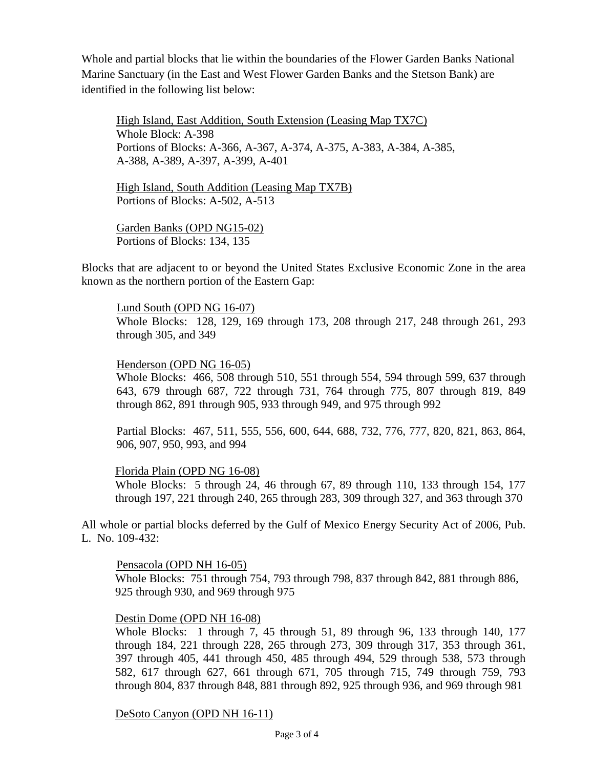Whole and partial blocks that lie within the boundaries of the Flower Garden Banks National Marine Sanctuary (in the East and West Flower Garden Banks and the Stetson Bank) are identified in the following list below:

<u>High Island, East Addition, South Extension (Leasing Map TX7C)</u>
Whole Block: A-398
Portions of Blocks: A-366, A-367, A-374, A-375, A-383, A-384, A-385, A-388, A-389, A-397, A-399, A-401

<u>High Island, South Addition (Leasing Map TX7B)</u>
Portions of Blocks: A-502, A-513

<u>Garden Banks (OPD NG15-02)</u>
Portions of Blocks: 134, 135

Blocks that are adjacent to or beyond the United States Exclusive Economic Zone in the area known as the northern portion of the Eastern Gap:

<u>Lund South (OPD NG 16-07)</u>
Whole Blocks: 128, 129, 169 through 173, 208 through 217, 248 through 261, 293 through 305, and 349

<u>Henderson (OPD NG 16-05)</u>
Whole Blocks: 466, 508 through 510, 551 through 554, 594 through 599, 637 through 643, 679 through 687, 722 through 731, 764 through 775, 807 through 819, 849 through 862, 891 through 905, 933 through 949, and 975 through 992

Partial Blocks: 467, 511, 555, 556, 600, 644, 688, 732, 776, 777, 820, 821, 863, 864, 906, 907, 950, 993, and 994

<u>Florida Plain (OPD NG 16-08)</u>
Whole Blocks: 5 through 24, 46 through 67, 89 through 110, 133 through 154, 177 through 197, 221 through 240, 265 through 283, 309 through 327, and 363 through 370

All whole or partial blocks deferred by the Gulf of Mexico Energy Security Act of 2006, Pub. L. No. 109-432:

<u>Pensacola (OPD NH 16-05)</u>
Whole Blocks: 751 through 754, 793 through 798, 837 through 842, 881 through 886, 925 through 930, and 969 through 975

<u>Destin Dome (OPD NH 16-08)</u>
Whole Blocks: 1 through 7, 45 through 51, 89 through 96, 133 through 140, 177 through 184, 221 through 228, 265 through 273, 309 through 317, 353 through 361, 397 through 405, 441 through 450, 485 through 494, 529 through 538, 573 through 582, 617 through 627, 661 through 671, 705 through 715, 749 through 759, 793 through 804, 837 through 848, 881 through 892, 925 through 936, and 969 through 981

<u>DeSoto Canyon (OPD NH 16-11)</u>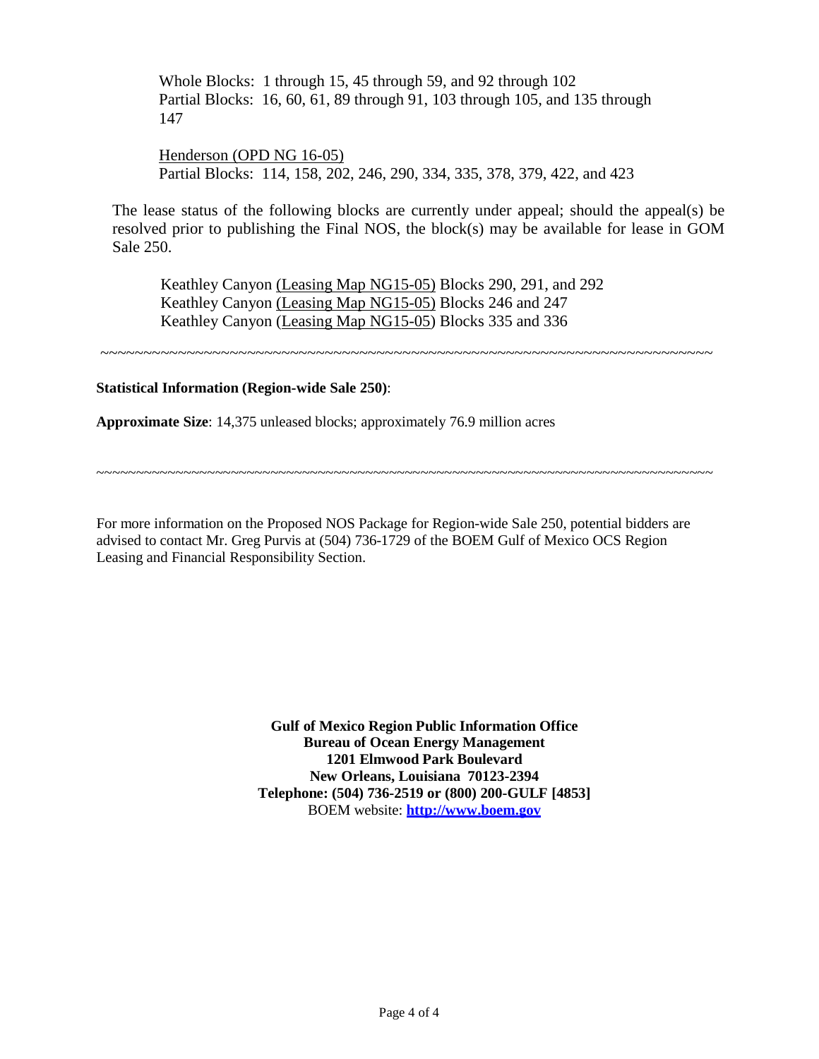Whole Blocks: 1 through 15, 45 through 59, and 92 through 102
Partial Blocks: 16, 60, 61, 89 through 91, 103 through 105, and 135 through 147

Henderson (OPD NG 16-05)
Partial Blocks: 114, 158, 202, 246, 290, 334, 335, 378, 379, 422, and 423

The lease status of the following blocks are currently under appeal; should the appeal(s) be resolved prior to publishing the Final NOS, the block(s) may be available for lease in GOM Sale 250.

Keathley Canyon (Leasing Map NG15-05) Blocks 290, 291, and 292
Keathley Canyon (Leasing Map NG15-05) Blocks 246 and 247
Keathley Canyon (Leasing Map NG15-05) Blocks 335 and 336

~~~~~~~~~~~~~~~~~~~~~~~~~~~~~~~~~~~~~~~~~~~~~~~~~~~~~~~~~~~~~~~~~~~~~~~~

**Statistical Information (Region-wide Sale 250)**:

**Approximate Size**: 14,375 unleased blocks; approximately 76.9 million acres

~~~~~~~~~~~~~~~~~~~~~~~~~~~~~~~~~~~~~~~~~~~~~~~~~~~~~~~~~~~~~~~~~~~~~~~~

For more information on the Proposed NOS Package for Region-wide Sale 250, potential bidders are advised to contact Mr. Greg Purvis at (504) 736-1729 of the BOEM Gulf of Mexico OCS Region Leasing and Financial Responsibility Section.

**Gulf of Mexico Region Public Information Office**
**Bureau of Ocean Energy Management**
**1201 Elmwood Park Boulevard**
**New Orleans, Louisiana 70123-2394**
**Telephone: (504) 736-2519 or (800) 200-GULF [4853]**
BOEM website: **http://www.boem.gov**